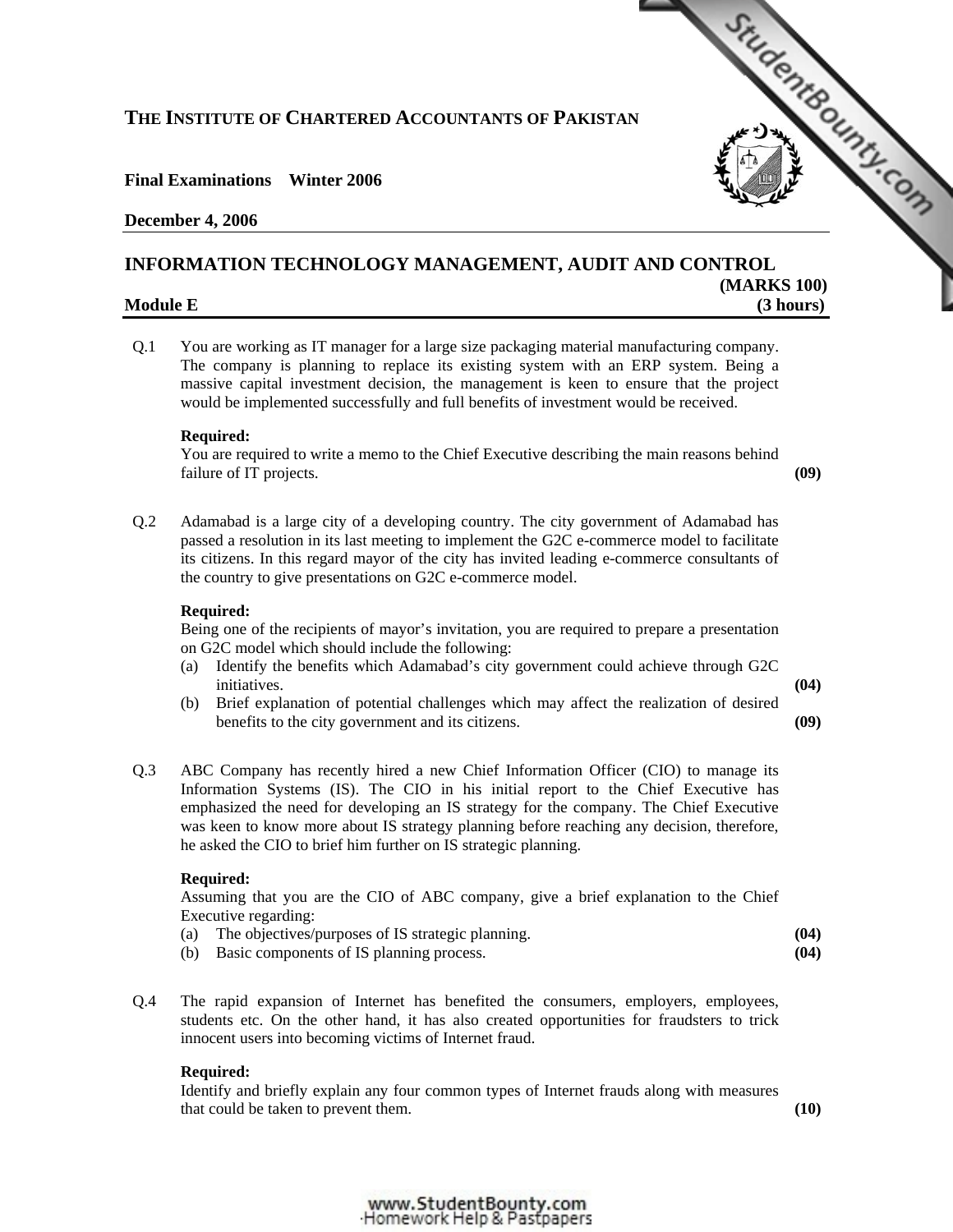# THE INSTITUTE OF CHARTERED ACCOUNTANTS OF PAKISTAN

**Final Examinations Winter 2006**

**December 4, 2006**

## INFORMATION TECHNOLOGY MANAGEMENT, AUDIT AND CONTROL

**(MARKS 100)**

**Module E** **(3 hours)**

Q.1 You are working as IT manager for a large size packaging material manufacturing company. The company is planning to replace its existing system with an ERP system. Being a massive capital investment decision, the management is keen to ensure that the project would be implemented successfully and full benefits of investment would be received.

**Required:**
You are required to write a memo to the Chief Executive describing the main reasons behind failure of IT projects. **(09)**

Q.2 Adamabad is a large city of a developing country. The city government of Adamabad has passed a resolution in its last meeting to implement the G2C e-commerce model to facilitate its citizens. In this regard mayor of the city has invited leading e-commerce consultants of the country to give presentations on G2C e-commerce model.

**Required:**
Being one of the recipients of mayor's invitation, you are required to prepare a presentation on G2C model which should include the following:

(a) Identify the benefits which Adamabad's city government could achieve through G2C initiatives. **(04)**

(b) Brief explanation of potential challenges which may affect the realization of desired benefits to the city government and its citizens. **(09)**

Q.3 ABC Company has recently hired a new Chief Information Officer (CIO) to manage its Information Systems (IS). The CIO in his initial report to the Chief Executive has emphasized the need for developing an IS strategy for the company. The Chief Executive was keen to know more about IS strategy planning before reaching any decision, therefore, he asked the CIO to brief him further on IS strategic planning.

**Required:**
Assuming that you are the CIO of ABC company, give a brief explanation to the Chief Executive regarding:

(a) The objectives/purposes of IS strategic planning. **(04)**

(b) Basic components of IS planning process. **(04)**

Q.4 The rapid expansion of Internet has benefited the consumers, employers, employees, students etc. On the other hand, it has also created opportunities for fraudsters to trick innocent users into becoming victims of Internet fraud.

**Required:**
Identify and briefly explain any four common types of Internet frauds along with measures that could be taken to prevent them. **(10)**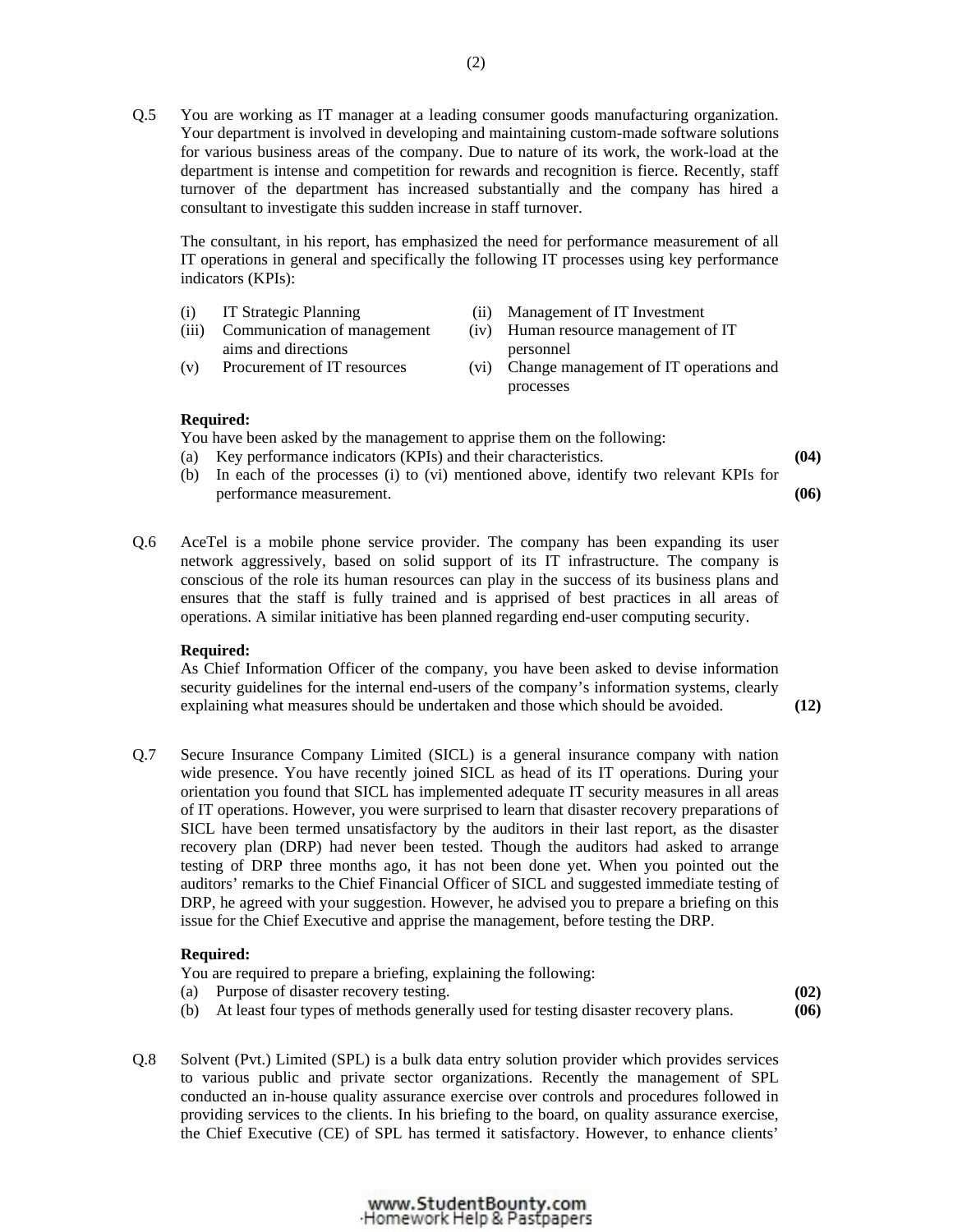Q.5 You are working as IT manager at a leading consumer goods manufacturing organization. Your department is involved in developing and maintaining custom-made software solutions for various business areas of the company. Due to nature of its work, the work-load at the department is intense and competition for rewards and recognition is fierce. Recently, staff turnover of the department has increased substantially and the company has hired a consultant to investigate this sudden increase in staff turnover.

The consultant, in his report, has emphasized the need for performance measurement of all IT operations in general and specifically the following IT processes using key performance indicators (KPIs):

(i) IT Strategic Planning

(ii) Management of IT Investment

(iii) Communication of management aims and directions

(iv) Human resource management of IT personnel

(v) Procurement of IT resources

(vi) Change management of IT operations and processes

**Required:**
You have been asked by the management to apprise them on the following:

(a) Key performance indicators (KPIs) and their characteristics. **(04)**

(b) In each of the processes (i) to (vi) mentioned above, identify two relevant KPIs for performance measurement. **(06)**

Q.6 AceTel is a mobile phone service provider. The company has been expanding its user network aggressively, based on solid support of its IT infrastructure. The company is conscious of the role its human resources can play in the success of its business plans and ensures that the staff is fully trained and is apprised of best practices in all areas of operations. A similar initiative has been planned regarding end-user computing security.

**Required:**
As Chief Information Officer of the company, you have been asked to devise information security guidelines for the internal end-users of the company's information systems, clearly explaining what measures should be undertaken and those which should be avoided. **(12)**

Q.7 Secure Insurance Company Limited (SICL) is a general insurance company with nation wide presence. You have recently joined SICL as head of its IT operations. During your orientation you found that SICL has implemented adequate IT security measures in all areas of IT operations. However, you were surprised to learn that disaster recovery preparations of SICL have been termed unsatisfactory by the auditors in their last report, as the disaster recovery plan (DRP) had never been tested. Though the auditors had asked to arrange testing of DRP three months ago, it has not been done yet. When you pointed out the auditors' remarks to the Chief Financial Officer of SICL and suggested immediate testing of DRP, he agreed with your suggestion. However, he advised you to prepare a briefing on this issue for the Chief Executive and apprise the management, before testing the DRP.

**Required:**
You are required to prepare a briefing, explaining the following:

(a) Purpose of disaster recovery testing. **(02)**

(b) At least four types of methods generally used for testing disaster recovery plans. **(06)**

Q.8 Solvent (Pvt.) Limited (SPL) is a bulk data entry solution provider which provides services to various public and private sector organizations. Recently the management of SPL conducted an in-house quality assurance exercise over controls and procedures followed in providing services to the clients. In his briefing to the board, on quality assurance exercise, the Chief Executive (CE) of SPL has termed it satisfactory. However, to enhance clients'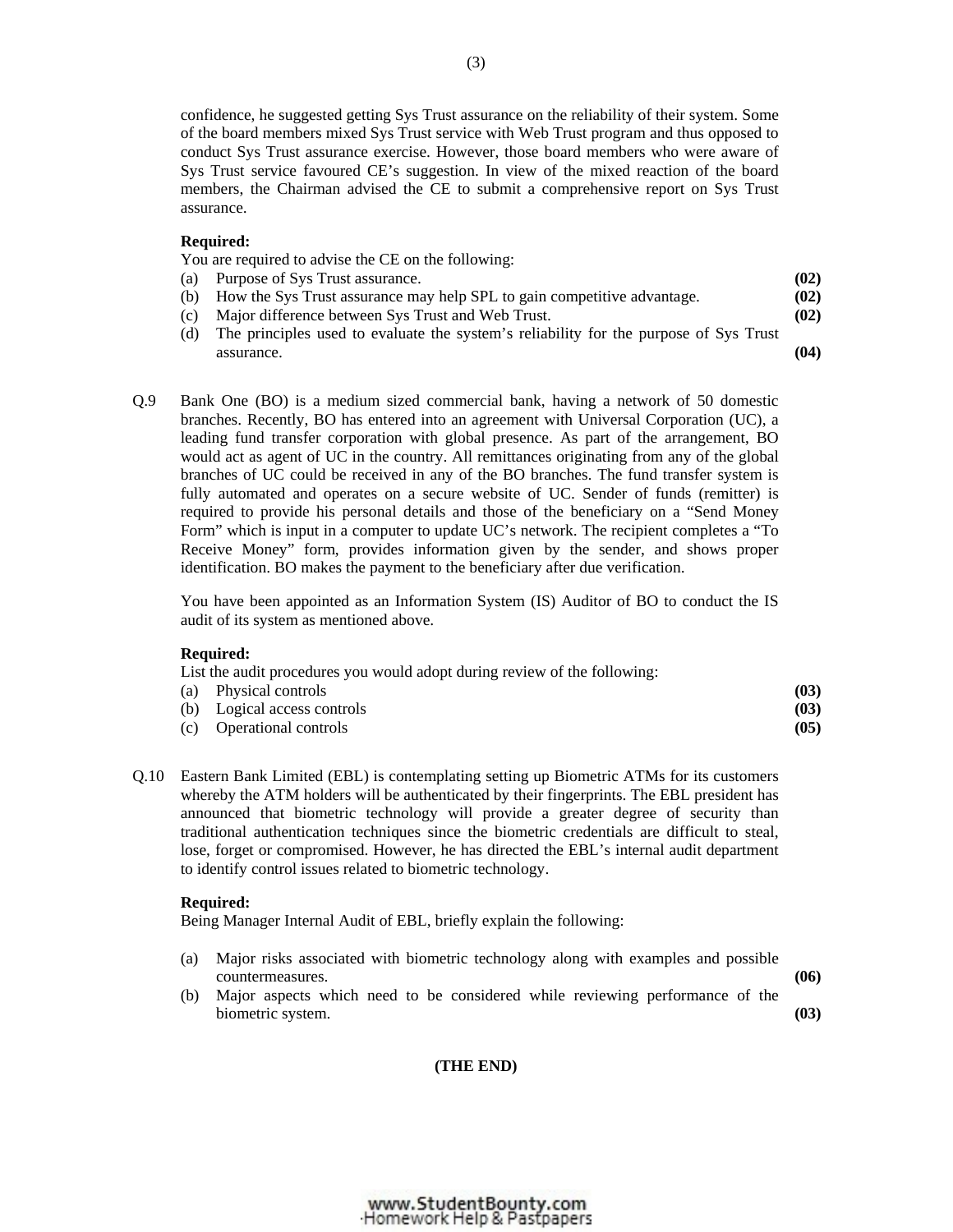confidence, he suggested getting Sys Trust assurance on the reliability of their system. Some of the board members mixed Sys Trust service with Web Trust program and thus opposed to conduct Sys Trust assurance exercise. However, those board members who were aware of Sys Trust service favoured CE's suggestion. In view of the mixed reaction of the board members, the Chairman advised the CE to submit a comprehensive report on Sys Trust assurance.

**Required:**

You are required to advise the CE on the following:

(a) Purpose of Sys Trust assurance. **(02)**

(b) How the Sys Trust assurance may help SPL to gain competitive advantage. **(02)**

(c) Major difference between Sys Trust and Web Trust. **(02)**

(d) The principles used to evaluate the system's reliability for the purpose of Sys Trust assurance. **(04)**

Q.9 Bank One (BO) is a medium sized commercial bank, having a network of 50 domestic branches. Recently, BO has entered into an agreement with Universal Corporation (UC), a leading fund transfer corporation with global presence. As part of the arrangement, BO would act as agent of UC in the country. All remittances originating from any of the global branches of UC could be received in any of the BO branches. The fund transfer system is fully automated and operates on a secure website of UC. Sender of funds (remitter) is required to provide his personal details and those of the beneficiary on a "Send Money Form" which is input in a computer to update UC's network. The recipient completes a "To Receive Money" form, provides information given by the sender, and shows proper identification. BO makes the payment to the beneficiary after due verification.

You have been appointed as an Information System (IS) Auditor of BO to conduct the IS audit of its system as mentioned above.

**Required:**

List the audit procedures you would adopt during review of the following:

(a) Physical controls **(03)**

(b) Logical access controls **(03)**

(c) Operational controls **(05)**

Q.10 Eastern Bank Limited (EBL) is contemplating setting up Biometric ATMs for its customers whereby the ATM holders will be authenticated by their fingerprints. The EBL president has announced that biometric technology will provide a greater degree of security than traditional authentication techniques since the biometric credentials are difficult to steal, lose, forget or compromised. However, he has directed the EBL's internal audit department to identify control issues related to biometric technology.

**Required:**

Being Manager Internal Audit of EBL, briefly explain the following:

(a) Major risks associated with biometric technology along with examples and possible countermeasures. **(06)**

(b) Major aspects which need to be considered while reviewing performance of the biometric system. **(03)**

**(THE END)**